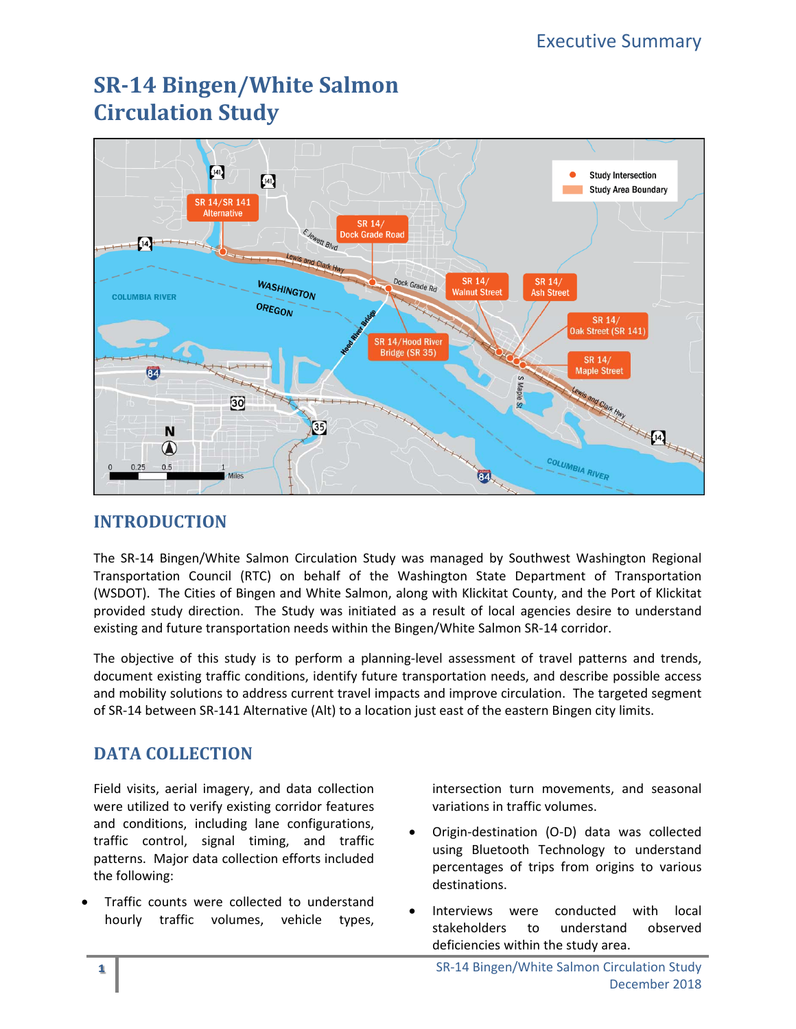# SR-14 Bingen/White Salmon Circulation Study

Study Intersection
Study Area Boundary

SR 14/SR 141 Alternative
SR 14/ Dock Grade Road
SR 14/ Walnut Street
SR 14/ Ash Street
SR 14/ Oak Street (SR 141)
SR 14/ Maple Street
SR 14/Hood River Bridge (SR 35)

COLUMBIA RIVER
WASHINGTON
OREGON

0 0.25 0.5 1 Miles

## INTRODUCTION

The SR-14 Bingen/White Salmon Circulation Study was managed by Southwest Washington Regional Transportation Council (RTC) on behalf of the Washington State Department of Transportation (WSDOT). The Cities of Bingen and White Salmon, along with Klickitat County, and the Port of Klickitat provided study direction. The Study was initiated as a result of local agencies desire to understand existing and future transportation needs within the Bingen/White Salmon SR-14 corridor.

The objective of this study is to perform a planning-level assessment of travel patterns and trends, document existing traffic conditions, identify future transportation needs, and describe possible access and mobility solutions to address current travel impacts and improve circulation. The targeted segment of SR-14 between SR-141 Alternative (Alt) to a location just east of the eastern Bingen city limits.

## DATA COLLECTION

Field visits, aerial imagery, and data collection were utilized to verify existing corridor features and conditions, including lane configurations, traffic control, signal timing, and traffic patterns. Major data collection efforts included the following:

- Traffic counts were collected to understand hourly traffic volumes, vehicle types, intersection turn movements, and seasonal variations in traffic volumes.
- Origin-destination (O-D) data was collected using Bluetooth Technology to understand percentages of trips from origins to various destinations.
- Interviews were conducted with local stakeholders to understand observed deficiencies within the study area.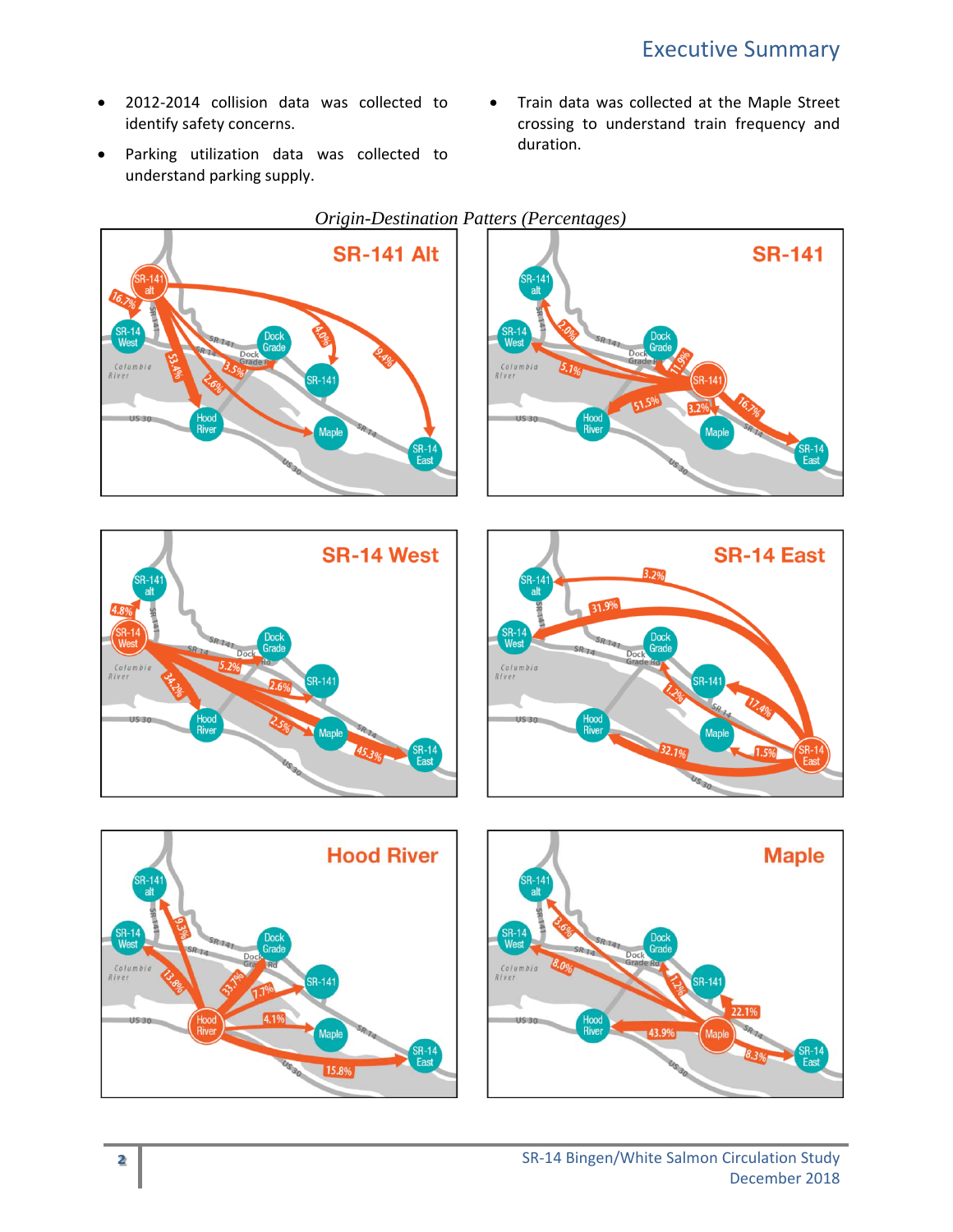- 2012-2014 collision data was collected to identify safety concerns.
- Parking utilization data was collected to understand parking supply.
- Train data was collected at the Maple Street crossing to understand train frequency and duration.

*Origin-Destination Patters (Percentages)*

SR-141 Alt

16.7%
53.4%
2.6%
3.5%
4.0%
9.4%

SR-141

2.0%
5.1%
11.9%
51.5%
3.2%
16.7%

SR-14 West

4.8%
34.2%
5.2%
2.6%
2.5%
45.3%

SR-14 East

3.2%
31.9%
1.2%
17.4%
32.1%
1.5%

Hood River

9.3%
13.8%
33.7%
7.7%
4.1%
15.8%

Maple

3.6%
8.0%
1.2%
22.1%
43.9%
8.3%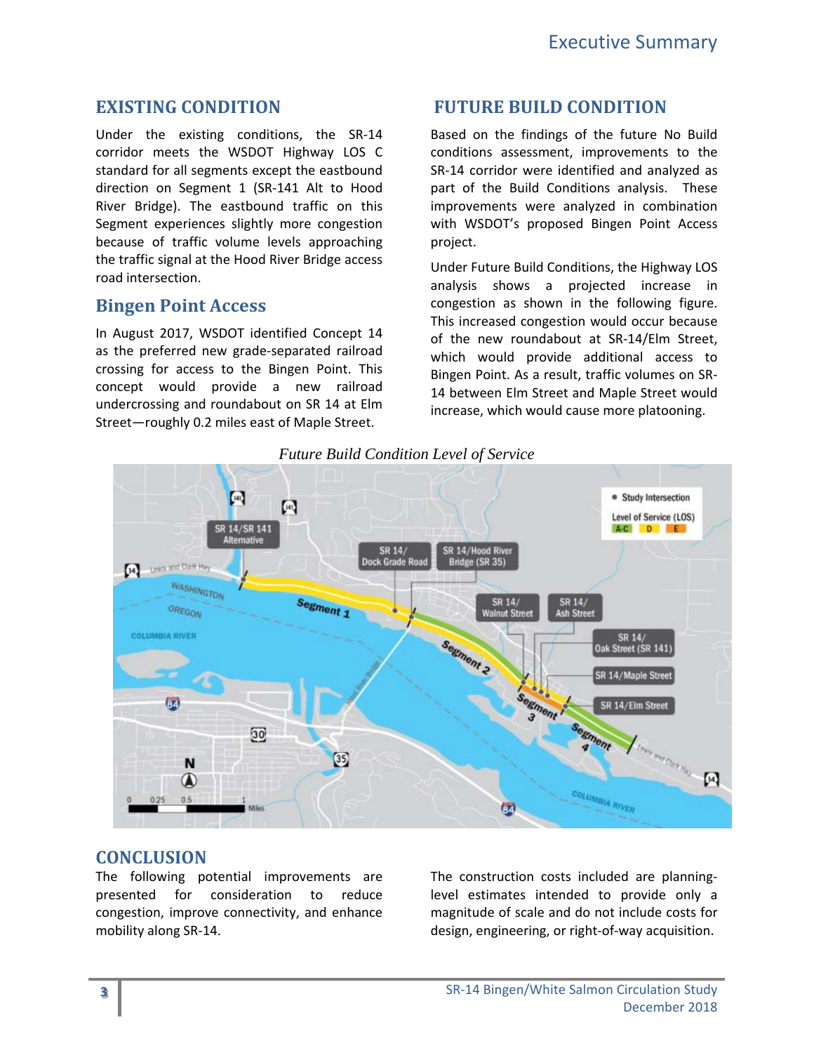## EXISTING CONDITION

Under the existing conditions, the SR-14 corridor meets the WSDOT Highway LOS C standard for all segments except the eastbound direction on Segment 1 (SR-141 Alt to Hood River Bridge). The eastbound traffic on this Segment experiences slightly more congestion because of traffic volume levels approaching the traffic signal at the Hood River Bridge access road intersection.

## Bingen Point Access

In August 2017, WSDOT identified Concept 14 as the preferred new grade-separated railroad crossing for access to the Bingen Point. This concept would provide a new railroad undercrossing and roundabout on SR 14 at Elm Street—roughly 0.2 miles east of Maple Street.

## FUTURE BUILD CONDITION

Based on the findings of the future No Build conditions assessment, improvements to the SR-14 corridor were identified and analyzed as part of the Build Conditions analysis. These improvements were analyzed in combination with WSDOT's proposed Bingen Point Access project.

Under Future Build Conditions, the Highway LOS analysis shows a projected increase in congestion as shown in the following figure. This increased congestion would occur because of the new roundabout at SR-14/Elm Street, which would provide additional access to Bingen Point. As a result, traffic volumes on SR-14 between Elm Street and Maple Street would increase, which would cause more platooning.

*Future Build Condition Level of Service*

Study Intersection
Level of Service (LOS)
A-C D E

SR 14/SR 141 Alternative
SR 14/ Dock Grade Road
SR 14/Hood River Bridge (SR 35)
SR 14/ Walnut Street
SR 14/ Ash Street
SR 14/ Oak Street (SR 141)
SR 14/Maple Street
SR 14/Elm Street
Segment 1
Segment 2
Segment 3
Segment 4
WASHINGTON
OREGON
COLUMBIA RIVER
Hood River Bridge
Lewis and Clark Hwy
0 0.25 0.5 1 Miles
N

## CONCLUSION

The following potential improvements are presented for consideration to reduce congestion, improve connectivity, and enhance mobility along SR-14.

The construction costs included are planning-level estimates intended to provide only a magnitude of scale and do not include costs for design, engineering, or right-of-way acquisition.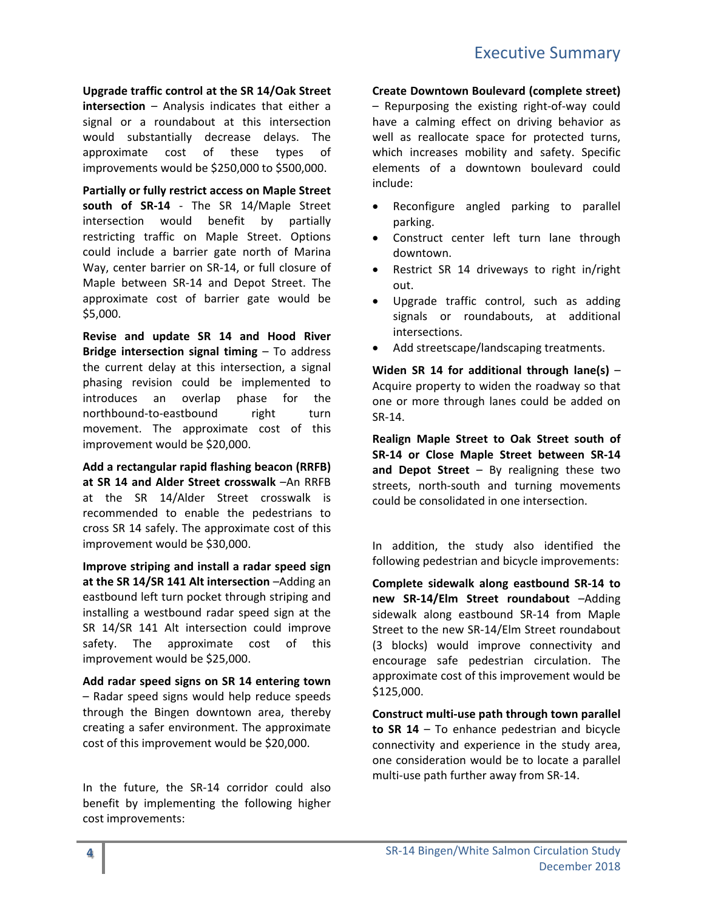**Upgrade traffic control at the SR 14/Oak Street intersection** – Analysis indicates that either a signal or a roundabout at this intersection would substantially decrease delays. The approximate cost of these types of improvements would be $250,000 to $500,000.

**Partially or fully restrict access on Maple Street south of SR-14** - The SR 14/Maple Street intersection would benefit by partially restricting traffic on Maple Street. Options could include a barrier gate north of Marina Way, center barrier on SR-14, or full closure of Maple between SR-14 and Depot Street. The approximate cost of barrier gate would be $5,000.

**Revise and update SR 14 and Hood River Bridge intersection signal timing** – To address the current delay at this intersection, a signal phasing revision could be implemented to introduces an overlap phase for the northbound-to-eastbound right turn movement. The approximate cost of this improvement would be $20,000.

**Add a rectangular rapid flashing beacon (RRFB) at SR 14 and Alder Street crosswalk** –An RRFB at the SR 14/Alder Street crosswalk is recommended to enable the pedestrians to cross SR 14 safely. The approximate cost of this improvement would be $30,000.

**Improve striping and install a radar speed sign at the SR 14/SR 141 Alt intersection** –Adding an eastbound left turn pocket through striping and installing a westbound radar speed sign at the SR 14/SR 141 Alt intersection could improve safety. The approximate cost of this improvement would be $25,000.

**Add radar speed signs on SR 14 entering town** – Radar speed signs would help reduce speeds through the Bingen downtown area, thereby creating a safer environment. The approximate cost of this improvement would be $20,000.

In the future, the SR-14 corridor could also benefit by implementing the following higher cost improvements:

**Create Downtown Boulevard (complete street)** – Repurposing the existing right-of-way could have a calming effect on driving behavior as well as reallocate space for protected turns, which increases mobility and safety. Specific elements of a downtown boulevard could include:

- Reconfigure angled parking to parallel parking.
- Construct center left turn lane through downtown.
- Restrict SR 14 driveways to right in/right out.
- Upgrade traffic control, such as adding signals or roundabouts, at additional intersections.
- Add streetscape/landscaping treatments.

**Widen SR 14 for additional through lane(s)** – Acquire property to widen the roadway so that one or more through lanes could be added on SR-14.

**Realign Maple Street to Oak Street south of SR-14 or Close Maple Street between SR-14 and Depot Street** – By realigning these two streets, north-south and turning movements could be consolidated in one intersection.

In addition, the study also identified the following pedestrian and bicycle improvements:

**Complete sidewalk along eastbound SR-14 to new SR-14/Elm Street roundabout** –Adding sidewalk along eastbound SR-14 from Maple Street to the new SR-14/Elm Street roundabout (3 blocks) would improve connectivity and encourage safe pedestrian circulation. The approximate cost of this improvement would be $125,000.

**Construct multi-use path through town parallel to SR 14** – To enhance pedestrian and bicycle connectivity and experience in the study area, one consideration would be to locate a parallel multi-use path further away from SR-14.